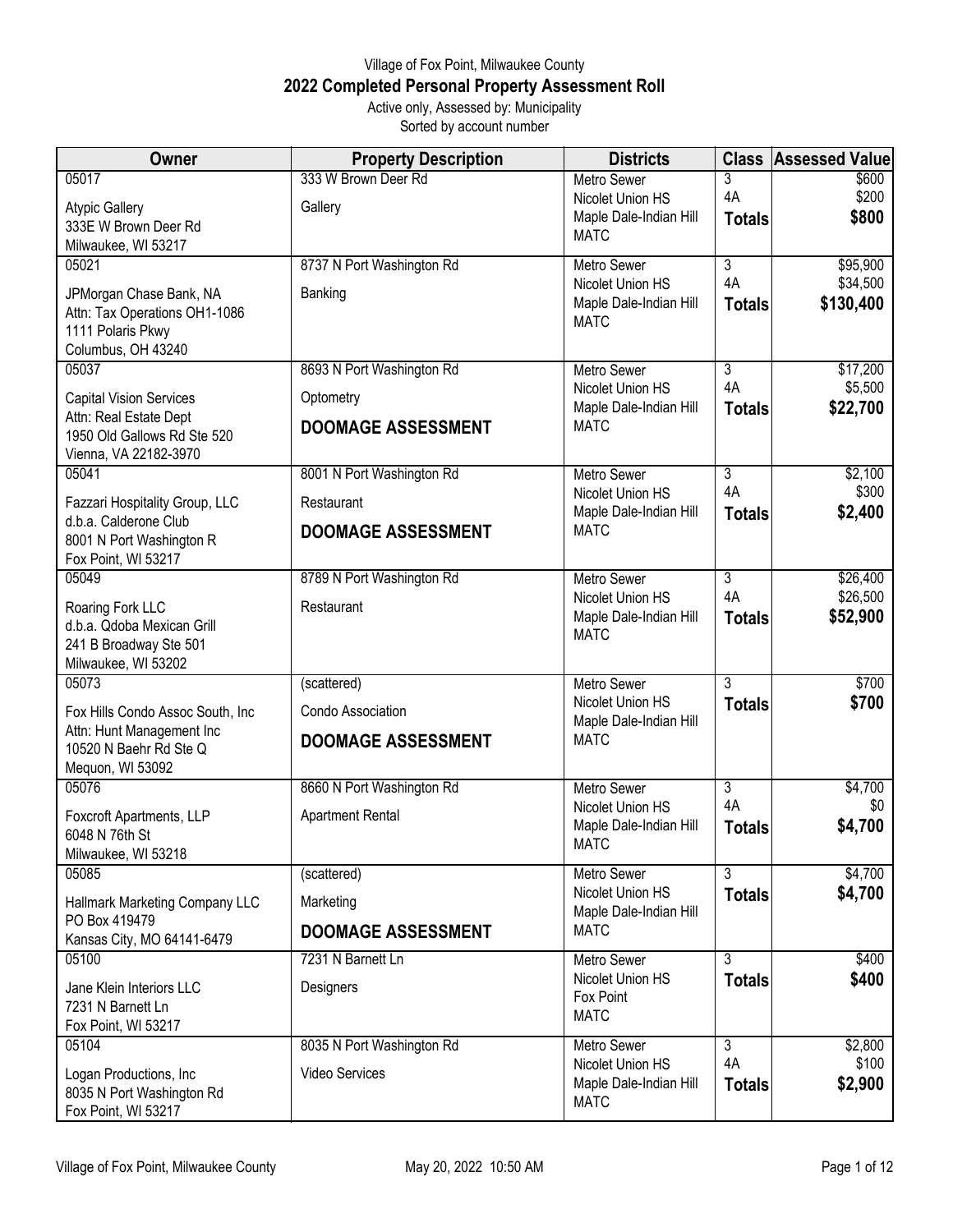Village of Fox Point, Milwaukee County

## 2022 Completed Personal Property Assessment Roll

Active only, Assessed by: Municipality

Sorted by account number

| Owner | Property Description | Districts | Class | Assessed Value |
|---|---|---|---|---|
| 05017<br>Atypic Gallery<br>333E W Brown Deer Rd<br>Milwaukee, WI 53217 | 333 W Brown Deer Rd<br>Gallery | Metro Sewer<br>Nicolet Union HS<br>Maple Dale-Indian Hill<br>MATC | 3<br>4A<br>**Totals** | $600<br>$200<br>**$800** |
| 05021<br>JPMorgan Chase Bank, NA<br>Attn: Tax Operations OH1-1086<br>1111 Polaris Pkwy<br>Columbus, OH 43240 | 8737 N Port Washington Rd<br>Banking | Metro Sewer<br>Nicolet Union HS<br>Maple Dale-Indian Hill<br>MATC | 3<br>4A<br>**Totals** | $95,900<br>$34,500<br>**$130,400** |
| 05037<br>Capital Vision Services<br>Attn: Real Estate Dept<br>1950 Old Gallows Rd Ste 520<br>Vienna, VA 22182-3970 | 8693 N Port Washington Rd<br>Optometry<br>**DOOMAGE ASSESSMENT** | Metro Sewer<br>Nicolet Union HS<br>Maple Dale-Indian Hill<br>MATC | 3<br>4A<br>**Totals** | $17,200<br>$5,500<br>**$22,700** |
| 05041<br>Fazzari Hospitality Group, LLC<br>d.b.a. Calderone Club<br>8001 N Port Washington R<br>Fox Point, WI 53217 | 8001 N Port Washington Rd<br>Restaurant<br>**DOOMAGE ASSESSMENT** | Metro Sewer<br>Nicolet Union HS<br>Maple Dale-Indian Hill<br>MATC | 3<br>4A<br>**Totals** | $2,100<br>$300<br>**$2,400** |
| 05049<br>Roaring Fork LLC<br>d.b.a. Qdoba Mexican Grill<br>241 B Broadway Ste 501<br>Milwaukee, WI 53202 | 8789 N Port Washington Rd<br>Restaurant | Metro Sewer<br>Nicolet Union HS<br>Maple Dale-Indian Hill<br>MATC | 3<br>4A<br>**Totals** | $26,400<br>$26,500<br>**$52,900** |
| 05073<br>Fox Hills Condo Assoc South, Inc<br>Attn: Hunt Management Inc<br>10520 N Baehr Rd Ste Q<br>Mequon, WI 53092 | (scattered)<br>Condo Association<br>**DOOMAGE ASSESSMENT** | Metro Sewer<br>Nicolet Union HS<br>Maple Dale-Indian Hill<br>MATC | 3<br>**Totals** | $700<br>**$700** |
| 05076<br>Foxcroft Apartments, LLP<br>6048 N 76th St<br>Milwaukee, WI 53218 | 8660 N Port Washington Rd<br>Apartment Rental | Metro Sewer<br>Nicolet Union HS<br>Maple Dale-Indian Hill<br>MATC | 3<br>4A<br>**Totals** | $4,700<br>$0<br>**$4,700** |
| 05085<br>Hallmark Marketing Company LLC<br>PO Box 419479<br>Kansas City, MO 64141-6479 | (scattered)<br>Marketing<br>**DOOMAGE ASSESSMENT** | Metro Sewer<br>Nicolet Union HS<br>Maple Dale-Indian Hill<br>MATC | 3<br>**Totals** | $4,700<br>**$4,700** |
| 05100<br>Jane Klein Interiors LLC<br>7231 N Barnett Ln<br>Fox Point, WI 53217 | 7231 N Barnett Ln<br>Designers | Metro Sewer<br>Nicolet Union HS<br>Fox Point<br>MATC | 3<br>**Totals** | $400<br>**$400** |
| 05104<br>Logan Productions, Inc<br>8035 N Port Washington Rd<br>Fox Point, WI 53217 | 8035 N Port Washington Rd<br>Video Services | Metro Sewer<br>Nicolet Union HS<br>Maple Dale-Indian Hill<br>MATC | 3<br>4A<br>**Totals** | $2,800<br>$100<br>**$2,900** |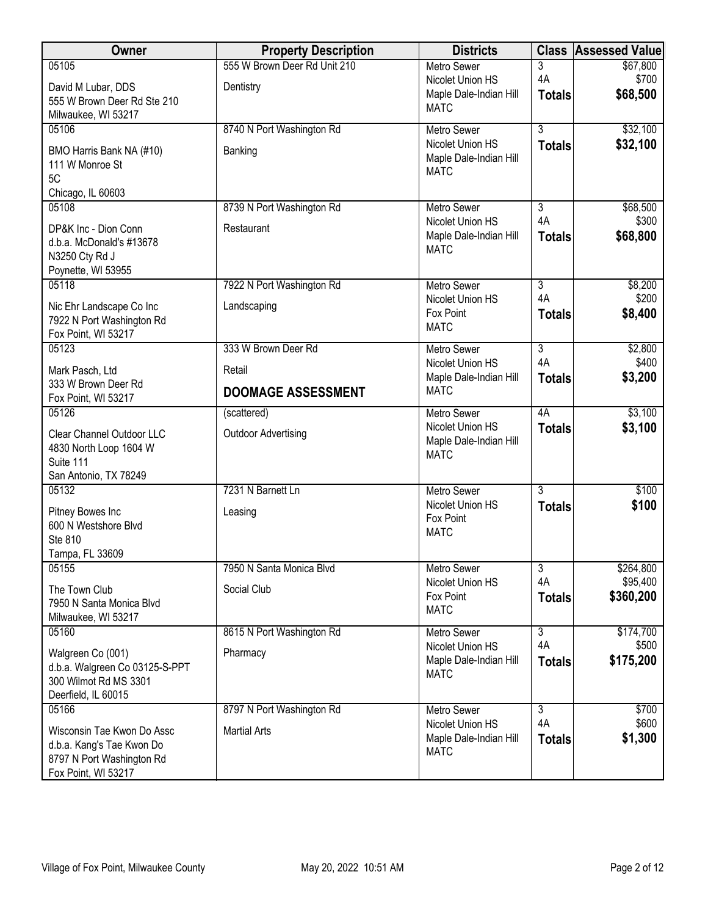| Owner | Property Description | Districts | Class | Assessed Value |
|---|---|---|---|---|
| 05105<br>David M Lubar, DDS<br>555 W Brown Deer Rd Ste 210<br>Milwaukee, WI 53217 | 555 W Brown Deer Rd Unit 210<br>Dentistry | Metro Sewer<br>Nicolet Union HS<br>Maple Dale-Indian Hill<br>MATC | 3<br>4A<br>**Totals** | $67,800<br>$700<br>**$68,500** |
| 05106<br>BMO Harris Bank NA (#10)<br>111 W Monroe St<br>5C<br>Chicago, IL 60603 | 8740 N Port Washington Rd<br>Banking | Metro Sewer<br>Nicolet Union HS<br>Maple Dale-Indian Hill<br>MATC | 3<br>**Totals** | $32,100<br>**$32,100** |
| 05108<br>DP&K Inc - Dion Conn<br>d.b.a. McDonald's #13678<br>N3250 Cty Rd J<br>Poynette, WI 53955 | 8739 N Port Washington Rd<br>Restaurant | Metro Sewer<br>Nicolet Union HS<br>Maple Dale-Indian Hill<br>MATC | 3<br>4A<br>**Totals** | $68,500<br>$300<br>**$68,800** |
| 05118<br>Nic Ehr Landscape Co Inc<br>7922 N Port Washington Rd<br>Fox Point, WI 53217 | 7922 N Port Washington Rd<br>Landscaping | Metro Sewer<br>Nicolet Union HS<br>Fox Point<br>MATC | 3<br>4A<br>**Totals** | $8,200<br>$200<br>**$8,400** |
| 05123<br>Mark Pasch, Ltd<br>333 W Brown Deer Rd<br>Fox Point, WI 53217 | 333 W Brown Deer Rd<br>Retail<br>**DOOMAGE ASSESSMENT** | Metro Sewer<br>Nicolet Union HS<br>Maple Dale-Indian Hill<br>MATC | 3<br>4A<br>**Totals** | $2,800<br>$400<br>**$3,200** |
| 05126<br>Clear Channel Outdoor LLC<br>4830 North Loop 1604 W<br>Suite 111<br>San Antonio, TX 78249 | (scattered)<br>Outdoor Advertising | Metro Sewer<br>Nicolet Union HS<br>Maple Dale-Indian Hill<br>MATC | 4A<br>**Totals** | $3,100<br>**$3,100** |
| 05132<br>Pitney Bowes Inc<br>600 N Westshore Blvd<br>Ste 810<br>Tampa, FL 33609 | 7231 N Barnett Ln<br>Leasing | Metro Sewer<br>Nicolet Union HS<br>Fox Point<br>MATC | 3<br>**Totals** | $100<br>**$100** |
| 05155<br>The Town Club<br>7950 N Santa Monica Blvd<br>Milwaukee, WI 53217 | 7950 N Santa Monica Blvd<br>Social Club | Metro Sewer<br>Nicolet Union HS<br>Fox Point<br>MATC | 3<br>4A<br>**Totals** | $264,800<br>$95,400<br>**$360,200** |
| 05160<br>Walgreen Co (001)<br>d.b.a. Walgreen Co 03125-S-PPT<br>300 Wilmot Rd MS 3301<br>Deerfield, IL 60015 | 8615 N Port Washington Rd<br>Pharmacy | Metro Sewer<br>Nicolet Union HS<br>Maple Dale-Indian Hill<br>MATC | 3<br>4A<br>**Totals** | $174,700<br>$500<br>**$175,200** |
| 05166<br>Wisconsin Tae Kwon Do Assc<br>d.b.a. Kang's Tae Kwon Do<br>8797 N Port Washington Rd<br>Fox Point, WI 53217 | 8797 N Port Washington Rd<br>Martial Arts | Metro Sewer<br>Nicolet Union HS<br>Maple Dale-Indian Hill<br>MATC | 3<br>4A<br>**Totals** | $700<br>$600<br>**$1,300** |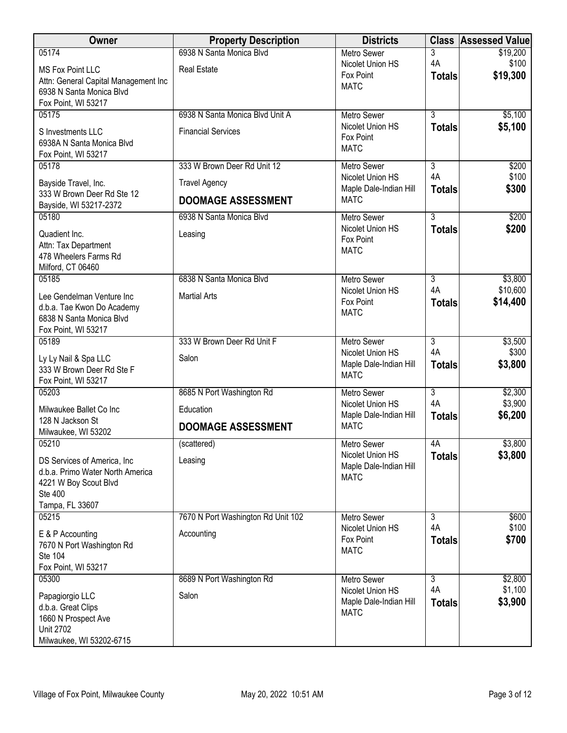| Owner | Property Description | Districts | Class | Assessed Value |
|---|---|---|---|---|
| 05174<br>MS Fox Point LLC<br>Attn: General Capital Management Inc<br>6938 N Santa Monica Blvd<br>Fox Point, WI 53217 | 6938 N Santa Monica Blvd<br>Real Estate | Metro Sewer<br>Nicolet Union HS<br>Fox Point<br>MATC | 3<br>4A<br>**Totals** | \$19,200<br>\$100<br>**\$19,300** |
| 05175<br>S Investments LLC<br>6938A N Santa Monica Blvd<br>Fox Point, WI 53217 | 6938 N Santa Monica Blvd Unit A<br>Financial Services | Metro Sewer<br>Nicolet Union HS<br>Fox Point<br>MATC | 3<br>**Totals** | \$5,100<br>**\$5,100** |
| 05178<br>Bayside Travel, Inc.<br>333 W Brown Deer Rd Ste 12<br>Bayside, WI 53217-2372 | 333 W Brown Deer Rd Unit 12<br>Travel Agency<br>**DOOMAGE ASSESSMENT** | Metro Sewer<br>Nicolet Union HS<br>Maple Dale-Indian Hill<br>MATC | 3<br>4A<br>**Totals** | \$200<br>\$100<br>**\$300** |
| 05180<br>Quadient Inc.<br>Attn: Tax Department<br>478 Wheelers Farms Rd<br>Milford, CT 06460 | 6938 N Santa Monica Blvd<br>Leasing | Metro Sewer<br>Nicolet Union HS<br>Fox Point<br>MATC | 3<br>**Totals** | \$200<br>**\$200** |
| 05185<br>Lee Gendelman Venture Inc<br>d.b.a. Tae Kwon Do Academy<br>6838 N Santa Monica Blvd<br>Fox Point, WI 53217 | 6838 N Santa Monica Blvd<br>Martial Arts | Metro Sewer<br>Nicolet Union HS<br>Fox Point<br>MATC | 3<br>4A<br>**Totals** | \$3,800<br>\$10,600<br>**\$14,400** |
| 05189<br>Ly Ly Nail & Spa LLC<br>333 W Brown Deer Rd Ste F<br>Fox Point, WI 53217 | 333 W Brown Deer Rd Unit F<br>Salon | Metro Sewer<br>Nicolet Union HS<br>Maple Dale-Indian Hill<br>MATC | 3<br>4A<br>**Totals** | \$3,500<br>\$300<br>**\$3,800** |
| 05203<br>Milwaukee Ballet Co Inc<br>128 N Jackson St<br>Milwaukee, WI 53202 | 8685 N Port Washington Rd<br>Education<br>**DOOMAGE ASSESSMENT** | Metro Sewer<br>Nicolet Union HS<br>Maple Dale-Indian Hill<br>MATC | 3<br>4A<br>**Totals** | \$2,300<br>\$3,900<br>**\$6,200** |
| 05210<br>DS Services of America, Inc<br>d.b.a. Primo Water North America<br>4221 W Boy Scout Blvd<br>Ste 400<br>Tampa, FL 33607 | (scattered)<br>Leasing | Metro Sewer<br>Nicolet Union HS<br>Maple Dale-Indian Hill<br>MATC | 4A<br>**Totals** | \$3,800<br>**\$3,800** |
| 05215<br>E & P Accounting<br>7670 N Port Washington Rd<br>Ste 104<br>Fox Point, WI 53217 | 7670 N Port Washington Rd Unit 102<br>Accounting | Metro Sewer<br>Nicolet Union HS<br>Fox Point<br>MATC | 3<br>4A<br>**Totals** | \$600<br>\$100<br>**\$700** |
| 05300<br>Papagiorgio LLC<br>d.b.a. Great Clips<br>1660 N Prospect Ave<br>Unit 2702<br>Milwaukee, WI 53202-6715 | 8689 N Port Washington Rd<br>Salon | Metro Sewer<br>Nicolet Union HS<br>Maple Dale-Indian Hill<br>MATC | 3<br>4A<br>**Totals** | \$2,800<br>\$1,100<br>**\$3,900** |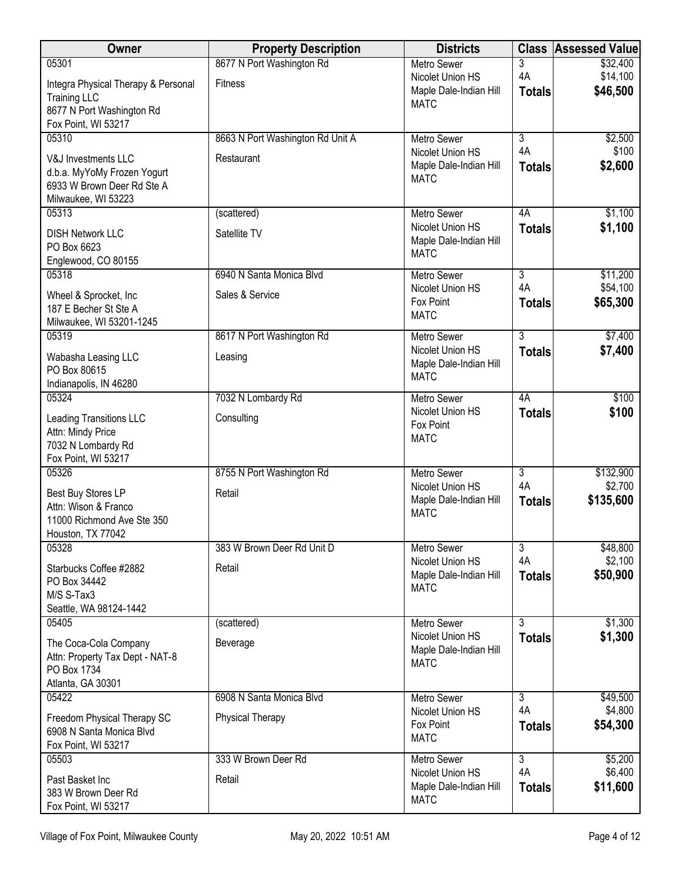| Owner | Property Description | Districts | Class | Assessed Value |
|---|---|---|---|---|
| 05301<br>Integra Physical Therapy & Personal Training LLC<br>8677 N Port Washington Rd<br>Fox Point, WI 53217 | 8677 N Port Washington Rd<br>Fitness | Metro Sewer<br>Nicolet Union HS<br>Maple Dale-Indian Hill<br>MATC | 3<br>4A<br>**Totals** | $32,400<br>$14,100<br>**$46,500** |
| 05310<br>V&J Investments LLC<br>d.b.a. MyYoMy Frozen Yogurt<br>6933 W Brown Deer Rd Ste A<br>Milwaukee, WI 53223 | 8663 N Port Washington Rd Unit A<br>Restaurant | Metro Sewer<br>Nicolet Union HS<br>Maple Dale-Indian Hill<br>MATC | 3<br>4A<br>**Totals** | $2,500<br>$100<br>**$2,600** |
| 05313<br>DISH Network LLC<br>PO Box 6623<br>Englewood, CO 80155 | (scattered)<br>Satellite TV | Metro Sewer<br>Nicolet Union HS<br>Maple Dale-Indian Hill<br>MATC | 4A<br>**Totals** | $1,100<br>**$1,100** |
| 05318<br>Wheel & Sprocket, Inc<br>187 E Becher St Ste A<br>Milwaukee, WI 53201-1245 | 6940 N Santa Monica Blvd<br>Sales & Service | Metro Sewer<br>Nicolet Union HS<br>Fox Point<br>MATC | 3<br>4A<br>**Totals** | $11,200<br>$54,100<br>**$65,300** |
| 05319<br>Wabasha Leasing LLC<br>PO Box 80615<br>Indianapolis, IN 46280 | 8617 N Port Washington Rd<br>Leasing | Metro Sewer<br>Nicolet Union HS<br>Maple Dale-Indian Hill<br>MATC | 3<br>**Totals** | $7,400<br>**$7,400** |
| 05324<br>Leading Transitions LLC<br>Attn: Mindy Price<br>7032 N Lombardy Rd<br>Fox Point, WI 53217 | 7032 N Lombardy Rd<br>Consulting | Metro Sewer<br>Nicolet Union HS<br>Fox Point<br>MATC | 4A<br>**Totals** | $100<br>**$100** |
| 05326<br>Best Buy Stores LP<br>Attn: Wison & Franco<br>11000 Richmond Ave Ste 350<br>Houston, TX 77042 | 8755 N Port Washington Rd<br>Retail | Metro Sewer<br>Nicolet Union HS<br>Maple Dale-Indian Hill<br>MATC | 3<br>4A<br>**Totals** | $132,900<br>$2,700<br>**$135,600** |
| 05328<br>Starbucks Coffee #2882<br>PO Box 34442<br>M/S S-Tax3<br>Seattle, WA 98124-1442 | 383 W Brown Deer Rd Unit D<br>Retail | Metro Sewer<br>Nicolet Union HS<br>Maple Dale-Indian Hill<br>MATC | 3<br>4A<br>**Totals** | $48,800<br>$2,100<br>**$50,900** |
| 05405<br>The Coca-Cola Company<br>Attn: Property Tax Dept - NAT-8<br>PO Box 1734<br>Atlanta, GA 30301 | (scattered)<br>Beverage | Metro Sewer<br>Nicolet Union HS<br>Maple Dale-Indian Hill<br>MATC | 3<br>**Totals** | $1,300<br>**$1,300** |
| 05422<br>Freedom Physical Therapy SC<br>6908 N Santa Monica Blvd<br>Fox Point, WI 53217 | 6908 N Santa Monica Blvd<br>Physical Therapy | Metro Sewer<br>Nicolet Union HS<br>Fox Point<br>MATC | 3<br>4A<br>**Totals** | $49,500<br>$4,800<br>**$54,300** |
| 05503<br>Past Basket Inc<br>383 W Brown Deer Rd<br>Fox Point, WI 53217 | 333 W Brown Deer Rd<br>Retail | Metro Sewer<br>Nicolet Union HS<br>Maple Dale-Indian Hill<br>MATC | 3<br>4A<br>**Totals** | $5,200<br>$6,400<br>**$11,600** |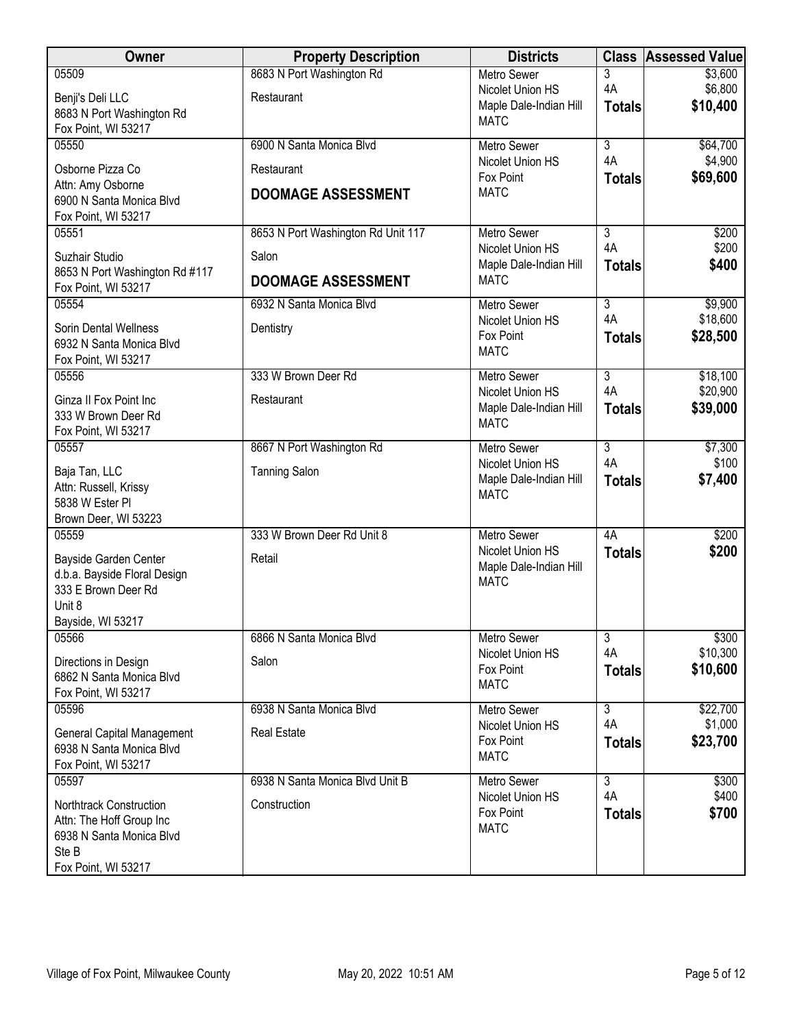| Owner | Property Description | Districts | Class | Assessed Value |
|---|---|---|---|---|
| 05509<br>Benji's Deli LLC<br>8683 N Port Washington Rd<br>Fox Point, WI 53217 | 8683 N Port Washington Rd<br>Restaurant | Metro Sewer<br>Nicolet Union HS<br>Maple Dale-Indian Hill<br>MATC | 3<br>4A<br>**Totals** | \$3,600<br>\$6,800<br>**\$10,400** |
| 05550<br>Osborne Pizza Co<br>Attn: Amy Osborne<br>6900 N Santa Monica Blvd<br>Fox Point, WI 53217 | 6900 N Santa Monica Blvd<br>Restaurant<br>**DOOMAGE ASSESSMENT** | Metro Sewer<br>Nicolet Union HS<br>Fox Point<br>MATC | 3<br>4A<br>**Totals** | \$64,700<br>\$4,900<br>**\$69,600** |
| 05551<br>Suzhair Studio<br>8653 N Port Washington Rd #117<br>Fox Point, WI 53217 | 8653 N Port Washington Rd Unit 117<br>Salon<br>**DOOMAGE ASSESSMENT** | Metro Sewer<br>Nicolet Union HS<br>Maple Dale-Indian Hill<br>MATC | 3<br>4A<br>**Totals** | \$200<br>\$200<br>**\$400** |
| 05554<br>Sorin Dental Wellness<br>6932 N Santa Monica Blvd<br>Fox Point, WI 53217 | 6932 N Santa Monica Blvd<br>Dentistry | Metro Sewer<br>Nicolet Union HS<br>Fox Point<br>MATC | 3<br>4A<br>**Totals** | \$9,900<br>\$18,600<br>**\$28,500** |
| 05556<br>Ginza II Fox Point Inc<br>333 W Brown Deer Rd<br>Fox Point, WI 53217 | 333 W Brown Deer Rd<br>Restaurant | Metro Sewer<br>Nicolet Union HS<br>Maple Dale-Indian Hill<br>MATC | 3<br>4A<br>**Totals** | \$18,100<br>\$20,900<br>**\$39,000** |
| 05557<br>Baja Tan, LLC<br>Attn: Russell, Krissy<br>5838 W Ester Pl<br>Brown Deer, WI 53223 | 8667 N Port Washington Rd<br>Tanning Salon | Metro Sewer<br>Nicolet Union HS<br>Maple Dale-Indian Hill<br>MATC | 3<br>4A<br>**Totals** | \$7,300<br>\$100<br>**\$7,400** |
| 05559<br>Bayside Garden Center<br>d.b.a. Bayside Floral Design<br>333 E Brown Deer Rd<br>Unit 8<br>Bayside, WI 53217 | 333 W Brown Deer Rd Unit 8<br>Retail | Metro Sewer<br>Nicolet Union HS<br>Maple Dale-Indian Hill<br>MATC | 4A<br>**Totals** | \$200<br>**\$200** |
| 05566<br>Directions in Design<br>6862 N Santa Monica Blvd<br>Fox Point, WI 53217 | 6866 N Santa Monica Blvd<br>Salon | Metro Sewer<br>Nicolet Union HS<br>Fox Point<br>MATC | 3<br>4A<br>**Totals** | \$300<br>\$10,300<br>**\$10,600** |
| 05596<br>General Capital Management<br>6938 N Santa Monica Blvd<br>Fox Point, WI 53217 | 6938 N Santa Monica Blvd<br>Real Estate | Metro Sewer<br>Nicolet Union HS<br>Fox Point<br>MATC | 3<br>4A<br>**Totals** | \$22,700<br>\$1,000<br>**\$23,700** |
| 05597<br>Northtrack Construction<br>Attn: The Hoff Group Inc<br>6938 N Santa Monica Blvd<br>Ste B<br>Fox Point, WI 53217 | 6938 N Santa Monica Blvd Unit B<br>Construction | Metro Sewer<br>Nicolet Union HS<br>Fox Point<br>MATC | 3<br>4A<br>**Totals** | \$300<br>\$400<br>**\$700** |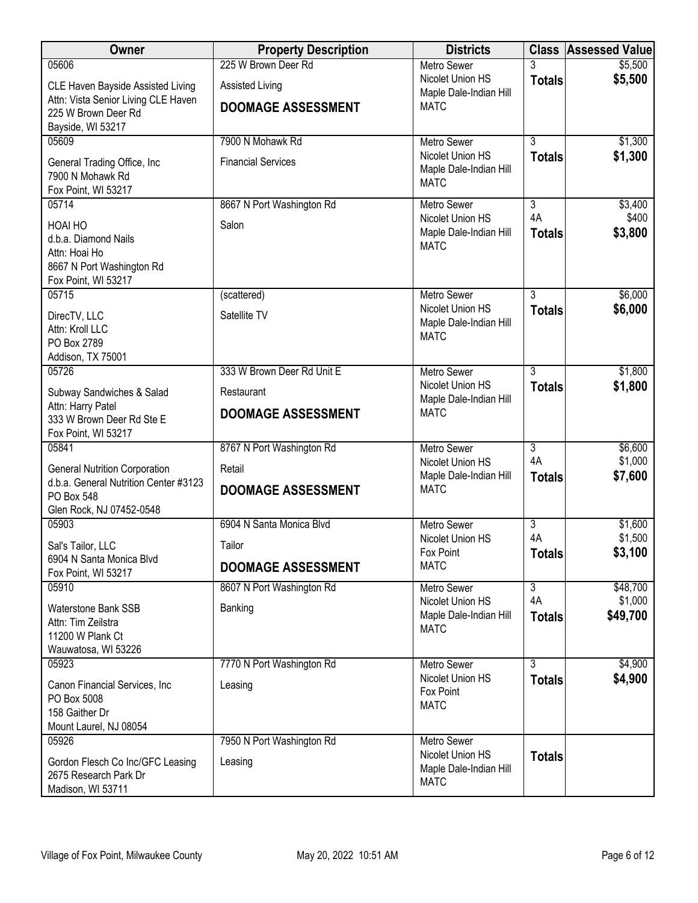| Owner | Property Description | Districts | Class | Assessed Value |
|---|---|---|---|---|
| 05606<br>CLE Haven Bayside Assisted Living<br>Attn: Vista Senior Living CLE Haven<br>225 W Brown Deer Rd<br>Bayside, WI 53217 | 225 W Brown Deer Rd<br>Assisted Living<br>**DOOMAGE ASSESSMENT** | Metro Sewer<br>Nicolet Union HS<br>Maple Dale-Indian Hill<br>MATC | 3<br>**Totals** | \$5,500<br>**\$5,500** |
| 05609<br>General Trading Office, Inc<br>7900 N Mohawk Rd<br>Fox Point, WI 53217 | 7900 N Mohawk Rd<br>Financial Services | Metro Sewer<br>Nicolet Union HS<br>Maple Dale-Indian Hill<br>MATC | 3<br>**Totals** | \$1,300<br>**\$1,300** |
| 05714<br>HOAI HO<br>d.b.a. Diamond Nails<br>Attn: Hoai Ho<br>8667 N Port Washington Rd<br>Fox Point, WI 53217 | 8667 N Port Washington Rd<br>Salon | Metro Sewer<br>Nicolet Union HS<br>Maple Dale-Indian Hill<br>MATC | 3<br>4A<br>**Totals** | \$3,400<br>\$400<br>**\$3,800** |
| 05715<br>DirecTV, LLC<br>Attn: Kroll LLC<br>PO Box 2789<br>Addison, TX 75001 | (scattered)<br>Satellite TV | Metro Sewer<br>Nicolet Union HS<br>Maple Dale-Indian Hill<br>MATC | 3<br>**Totals** | \$6,000<br>**\$6,000** |
| 05726<br>Subway Sandwiches & Salad<br>Attn: Harry Patel<br>333 W Brown Deer Rd Ste E<br>Fox Point, WI 53217 | 333 W Brown Deer Rd Unit E<br>Restaurant<br>**DOOMAGE ASSESSMENT** | Metro Sewer<br>Nicolet Union HS<br>Maple Dale-Indian Hill<br>MATC | 3<br>**Totals** | \$1,800<br>**\$1,800** |
| 05841<br>General Nutrition Corporation<br>d.b.a. General Nutrition Center #3123<br>PO Box 548<br>Glen Rock, NJ 07452-0548 | 8767 N Port Washington Rd<br>Retail<br>**DOOMAGE ASSESSMENT** | Metro Sewer<br>Nicolet Union HS<br>Maple Dale-Indian Hill<br>MATC | 3<br>4A<br>**Totals** | \$6,600<br>\$1,000<br>**\$7,600** |
| 05903<br>Sal's Tailor, LLC<br>6904 N Santa Monica Blvd<br>Fox Point, WI 53217 | 6904 N Santa Monica Blvd<br>Tailor<br>**DOOMAGE ASSESSMENT** | Metro Sewer<br>Nicolet Union HS<br>Fox Point<br>MATC | 3<br>4A<br>**Totals** | \$1,600<br>\$1,500<br>**\$3,100** |
| 05910<br>Waterstone Bank SSB<br>Attn: Tim Zeilstra<br>11200 W Plank Ct<br>Wauwatosa, WI 53226 | 8607 N Port Washington Rd<br>Banking | Metro Sewer<br>Nicolet Union HS<br>Maple Dale-Indian Hill<br>MATC | 3<br>4A<br>**Totals** | \$48,700<br>\$1,000<br>**\$49,700** |
| 05923<br>Canon Financial Services, Inc<br>PO Box 5008<br>158 Gaither Dr<br>Mount Laurel, NJ 08054 | 7770 N Port Washington Rd<br>Leasing | Metro Sewer<br>Nicolet Union HS<br>Fox Point<br>MATC | 3<br>**Totals** | \$4,900<br>**\$4,900** |
| 05926<br>Gordon Flesch Co Inc/GFC Leasing<br>2675 Research Park Dr<br>Madison, WI 53711 | 7950 N Port Washington Rd<br>Leasing | Metro Sewer<br>Nicolet Union HS<br>Maple Dale-Indian Hill<br>MATC | **Totals** | |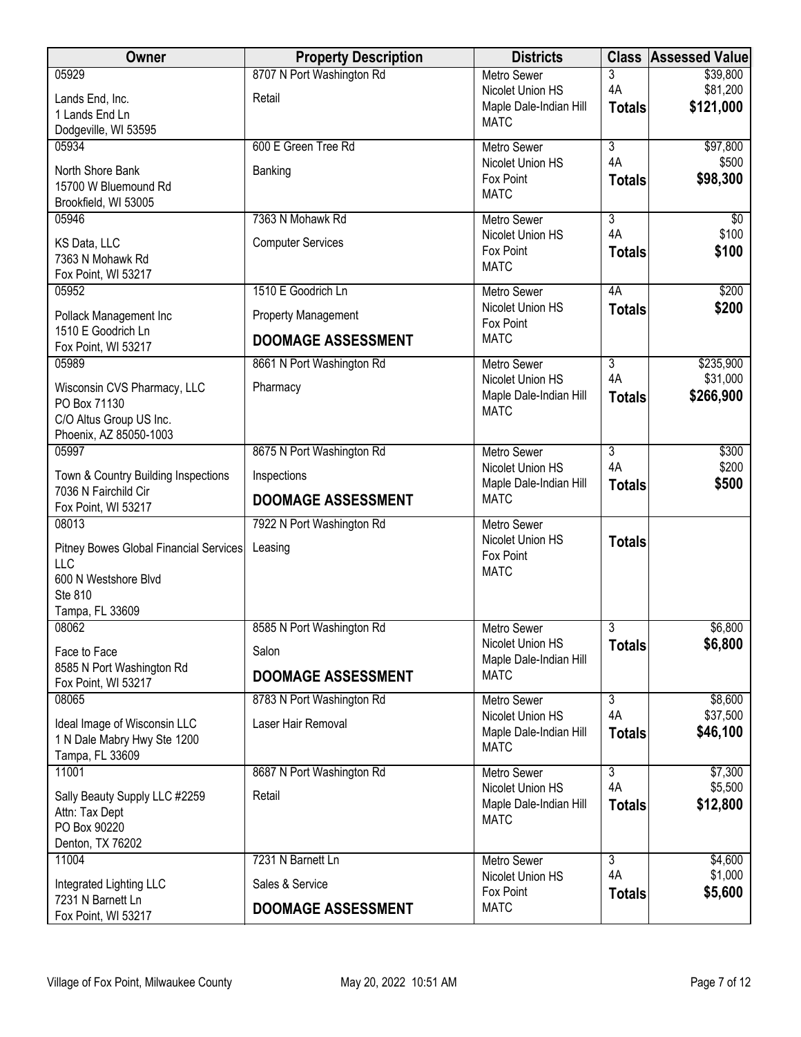| Owner | Property Description | Districts | Class | Assessed Value |
|---|---|---|---|---|
| 05929<br>Lands End, Inc.<br>1 Lands End Ln<br>Dodgeville, WI 53595 | 8707 N Port Washington Rd<br>Retail | Metro Sewer<br>Nicolet Union HS<br>Maple Dale-Indian Hill<br>MATC | 3<br>4A<br>**Totals** | $39,800<br>$81,200<br>**$121,000** |
| 05934<br>North Shore Bank<br>15700 W Bluemound Rd<br>Brookfield, WI 53005 | 600 E Green Tree Rd<br>Banking | Metro Sewer<br>Nicolet Union HS<br>Fox Point<br>MATC | 3<br>4A<br>**Totals** | $97,800<br>$500<br>**$98,300** |
| 05946<br>KS Data, LLC<br>7363 N Mohawk Rd<br>Fox Point, WI 53217 | 7363 N Mohawk Rd<br>Computer Services | Metro Sewer<br>Nicolet Union HS<br>Fox Point<br>MATC | 3<br>4A<br>**Totals** | $0<br>$100<br>**$100** |
| 05952<br>Pollack Management Inc<br>1510 E Goodrich Ln<br>Fox Point, WI 53217 | 1510 E Goodrich Ln<br>Property Management<br>**DOOMAGE ASSESSMENT** | Metro Sewer<br>Nicolet Union HS<br>Fox Point<br>MATC | 4A<br>**Totals** | $200<br>**$200** |
| 05989<br>Wisconsin CVS Pharmacy, LLC<br>PO Box 71130<br>C/O Altus Group US Inc.<br>Phoenix, AZ 85050-1003 | 8661 N Port Washington Rd<br>Pharmacy | Metro Sewer<br>Nicolet Union HS<br>Maple Dale-Indian Hill<br>MATC | 3<br>4A<br>**Totals** | $235,900<br>$31,000<br>**$266,900** |
| 05997<br>Town & Country Building Inspections<br>7036 N Fairchild Cir<br>Fox Point, WI 53217 | 8675 N Port Washington Rd<br>Inspections<br>**DOOMAGE ASSESSMENT** | Metro Sewer<br>Nicolet Union HS<br>Maple Dale-Indian Hill<br>MATC | 3<br>4A<br>**Totals** | $300<br>$200<br>**$500** |
| 08013<br>Pitney Bowes Global Financial Services LLC<br>600 N Westshore Blvd<br>Ste 810<br>Tampa, FL 33609 | 7922 N Port Washington Rd<br>Leasing | Metro Sewer<br>Nicolet Union HS<br>Fox Point<br>MATC | **Totals** | |
| 08062<br>Face to Face<br>8585 N Port Washington Rd<br>Fox Point, WI 53217 | 8585 N Port Washington Rd<br>Salon<br>**DOOMAGE ASSESSMENT** | Metro Sewer<br>Nicolet Union HS<br>Maple Dale-Indian Hill<br>MATC | 3<br>**Totals** | $6,800<br>**$6,800** |
| 08065<br>Ideal Image of Wisconsin LLC<br>1 N Dale Mabry Hwy Ste 1200<br>Tampa, FL 33609 | 8783 N Port Washington Rd<br>Laser Hair Removal | Metro Sewer<br>Nicolet Union HS<br>Maple Dale-Indian Hill<br>MATC | 3<br>4A<br>**Totals** | $8,600<br>$37,500<br>**$46,100** |
| 11001<br>Sally Beauty Supply LLC #2259<br>Attn: Tax Dept<br>PO Box 90220<br>Denton, TX 76202 | 8687 N Port Washington Rd<br>Retail | Metro Sewer<br>Nicolet Union HS<br>Maple Dale-Indian Hill<br>MATC | 3<br>4A<br>**Totals** | $7,300<br>$5,500<br>**$12,800** |
| 11004<br>Integrated Lighting LLC<br>7231 N Barnett Ln<br>Fox Point, WI 53217 | 7231 N Barnett Ln<br>Sales & Service<br>**DOOMAGE ASSESSMENT** | Metro Sewer<br>Nicolet Union HS<br>Fox Point<br>MATC | 3<br>4A<br>**Totals** | $4,600<br>$1,000<br>**$5,600** |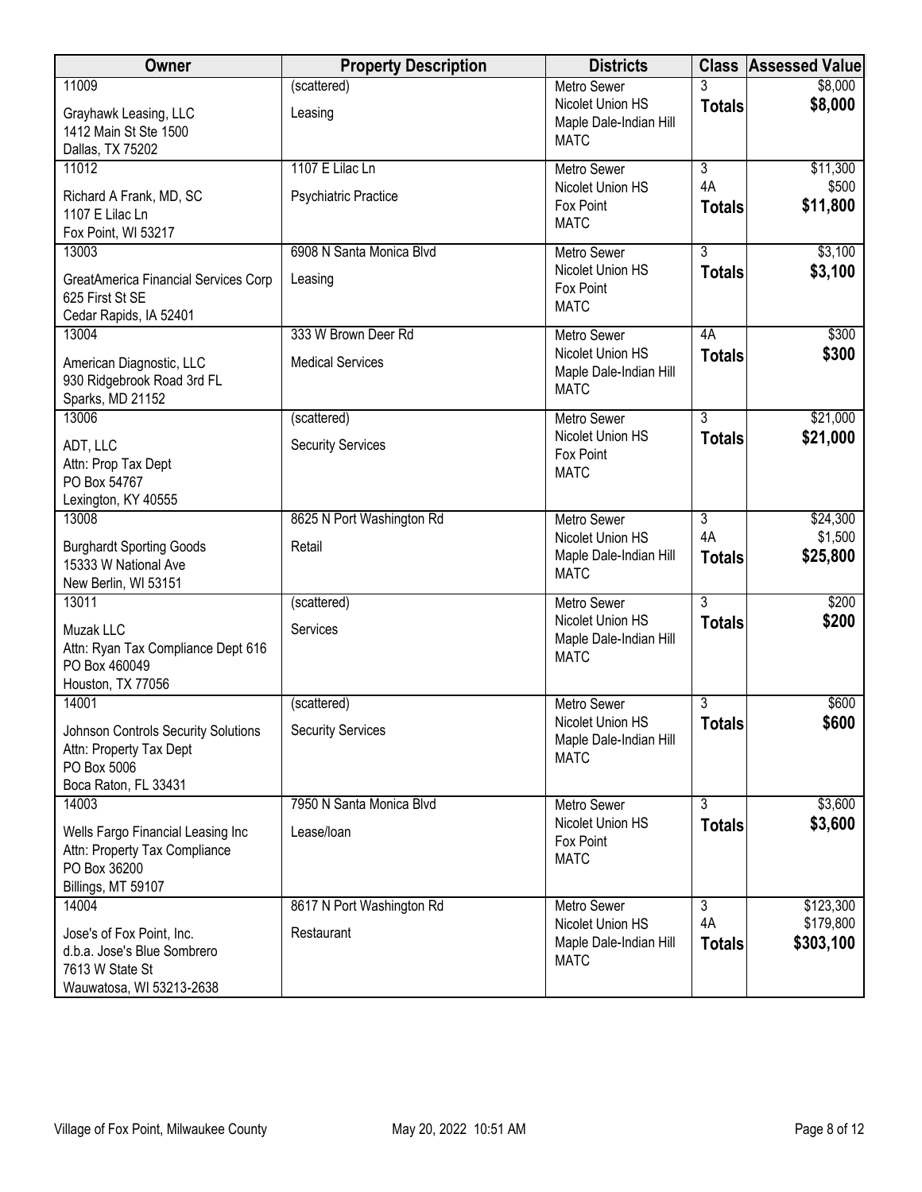| Owner | Property Description | Districts | Class | Assessed Value |
|---|---|---|---|---|
| 11009<br>Grayhawk Leasing, LLC<br>1412 Main St Ste 1500<br>Dallas, TX 75202 | (scattered)<br>Leasing | Metro Sewer<br>Nicolet Union HS<br>Maple Dale-Indian Hill<br>MATC | 3<br>**Totals** | $8,000<br>**$8,000** |
| 11012<br>Richard A Frank, MD, SC<br>1107 E Lilac Ln<br>Fox Point, WI 53217 | 1107 E Lilac Ln<br>Psychiatric Practice | Metro Sewer<br>Nicolet Union HS<br>Fox Point<br>MATC | 3<br>4A<br>**Totals** | $11,300<br>$500<br>**$11,800** |
| 13003<br>GreatAmerica Financial Services Corp<br>625 First St SE<br>Cedar Rapids, IA 52401 | 6908 N Santa Monica Blvd<br>Leasing | Metro Sewer<br>Nicolet Union HS<br>Fox Point<br>MATC | 3<br>**Totals** | $3,100<br>**$3,100** |
| 13004<br>American Diagnostic, LLC<br>930 Ridgebrook Road 3rd FL<br>Sparks, MD 21152 | 333 W Brown Deer Rd<br>Medical Services | Metro Sewer<br>Nicolet Union HS<br>Maple Dale-Indian Hill<br>MATC | 4A<br>**Totals** | $300<br>**$300** |
| 13006<br>ADT, LLC<br>Attn: Prop Tax Dept<br>PO Box 54767<br>Lexington, KY 40555 | (scattered)<br>Security Services | Metro Sewer<br>Nicolet Union HS<br>Fox Point<br>MATC | 3<br>**Totals** | $21,000<br>**$21,000** |
| 13008<br>Burghardt Sporting Goods<br>15333 W National Ave<br>New Berlin, WI 53151 | 8625 N Port Washington Rd<br>Retail | Metro Sewer<br>Nicolet Union HS<br>Maple Dale-Indian Hill<br>MATC | 3<br>4A<br>**Totals** | $24,300<br>$1,500<br>**$25,800** |
| 13011<br>Muzak LLC<br>Attn: Ryan Tax Compliance Dept 616<br>PO Box 460049<br>Houston, TX 77056 | (scattered)<br>Services | Metro Sewer<br>Nicolet Union HS<br>Maple Dale-Indian Hill<br>MATC | 3<br>**Totals** | $200<br>**$200** |
| 14001<br>Johnson Controls Security Solutions<br>Attn: Property Tax Dept<br>PO Box 5006<br>Boca Raton, FL 33431 | (scattered)<br>Security Services | Metro Sewer<br>Nicolet Union HS<br>Maple Dale-Indian Hill<br>MATC | 3<br>**Totals** | $600<br>**$600** |
| 14003<br>Wells Fargo Financial Leasing Inc<br>Attn: Property Tax Compliance<br>PO Box 36200<br>Billings, MT 59107 | 7950 N Santa Monica Blvd<br>Lease/loan | Metro Sewer<br>Nicolet Union HS<br>Fox Point<br>MATC | 3<br>**Totals** | $3,600<br>**$3,600** |
| 14004<br>Jose's of Fox Point, Inc.<br>d.b.a. Jose's Blue Sombrero<br>7613 W State St<br>Wauwatosa, WI 53213-2638 | 8617 N Port Washington Rd<br>Restaurant | Metro Sewer<br>Nicolet Union HS<br>Maple Dale-Indian Hill<br>MATC | 3<br>4A<br>**Totals** | $123,300<br>$179,800<br>**$303,100** |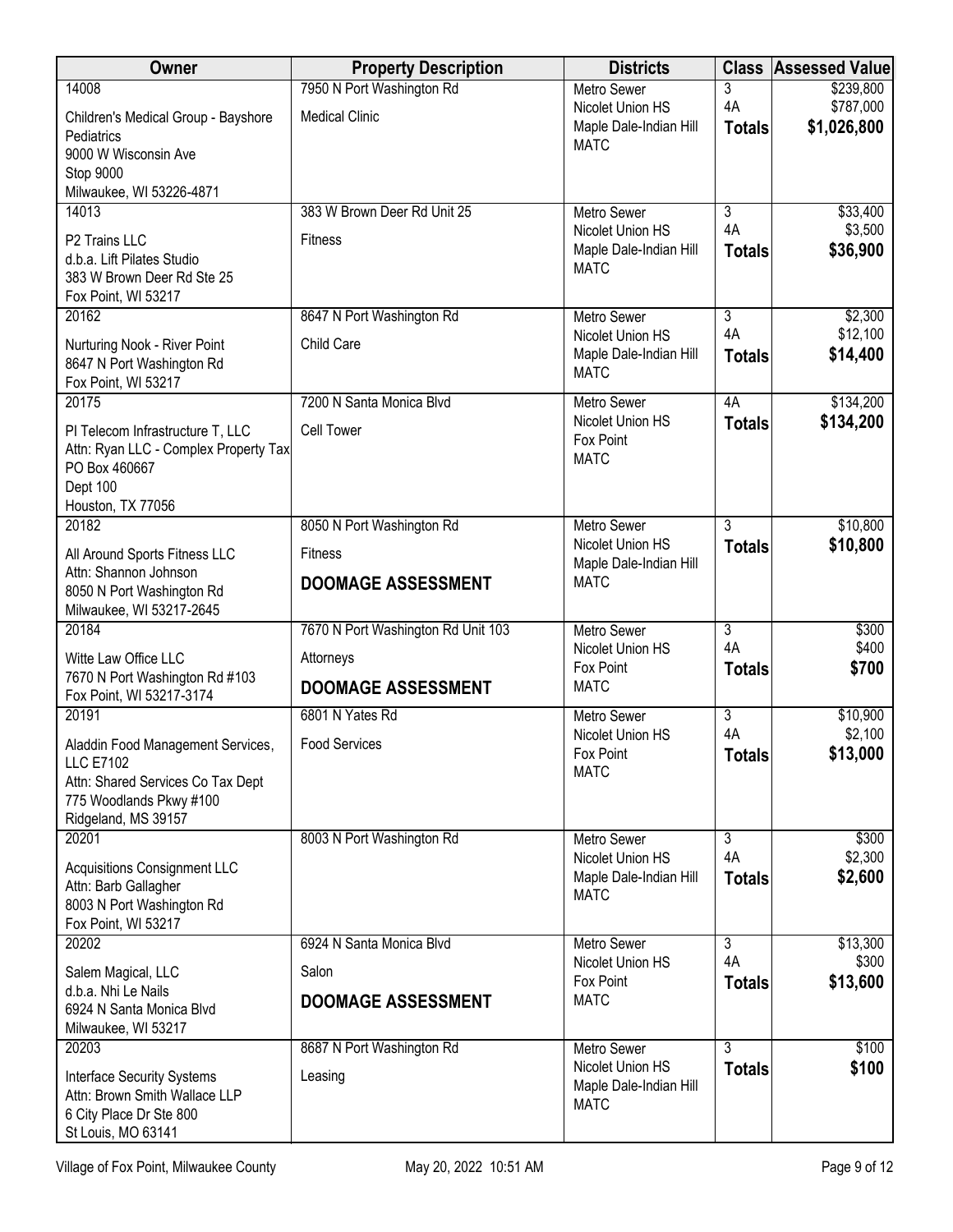| Owner | Property Description | Districts | Class | Assessed Value |
|---|---|---|---|---|
| 14008<br>Children's Medical Group - Bayshore Pediatrics<br>9000 W Wisconsin Ave<br>Stop 9000<br>Milwaukee, WI 53226-4871 | 7950 N Port Washington Rd<br>Medical Clinic | Metro Sewer<br>Nicolet Union HS<br>Maple Dale-Indian Hill<br>MATC | 3<br>4A<br>**Totals** | $239,800<br>$787,000<br>**$1,026,800** |
| 14013<br>P2 Trains LLC<br>d.b.a. Lift Pilates Studio<br>383 W Brown Deer Rd Ste 25<br>Fox Point, WI 53217 | 383 W Brown Deer Rd Unit 25<br>Fitness | Metro Sewer<br>Nicolet Union HS<br>Maple Dale-Indian Hill<br>MATC | 3<br>4A<br>**Totals** | $33,400<br>$3,500<br>**$36,900** |
| 20162<br>Nurturing Nook - River Point<br>8647 N Port Washington Rd<br>Fox Point, WI 53217 | 8647 N Port Washington Rd<br>Child Care | Metro Sewer<br>Nicolet Union HS<br>Maple Dale-Indian Hill<br>MATC | 3<br>4A<br>**Totals** | $2,300<br>$12,100<br>**$14,400** |
| 20175<br>PI Telecom Infrastructure T, LLC<br>Attn: Ryan LLC - Complex Property Tax<br>PO Box 460667<br>Dept 100<br>Houston, TX 77056 | 7200 N Santa Monica Blvd<br>Cell Tower | Metro Sewer<br>Nicolet Union HS<br>Fox Point<br>MATC | 4A<br>**Totals** | $134,200<br>**$134,200** |
| 20182<br>All Around Sports Fitness LLC<br>Attn: Shannon Johnson<br>8050 N Port Washington Rd<br>Milwaukee, WI 53217-2645 | 8050 N Port Washington Rd<br>Fitness<br>**DOOMAGE ASSESSMENT** | Metro Sewer<br>Nicolet Union HS<br>Maple Dale-Indian Hill<br>MATC | 3<br>**Totals** | $10,800<br>**$10,800** |
| 20184<br>Witte Law Office LLC<br>7670 N Port Washington Rd #103<br>Fox Point, WI 53217-3174 | 7670 N Port Washington Rd Unit 103<br>Attorneys<br>**DOOMAGE ASSESSMENT** | Metro Sewer<br>Nicolet Union HS<br>Fox Point<br>MATC | 3<br>4A<br>**Totals** | $300<br>$400<br>**$700** |
| 20191<br>Aladdin Food Management Services, LLC E7102<br>Attn: Shared Services Co Tax Dept<br>775 Woodlands Pkwy #100<br>Ridgeland, MS 39157 | 6801 N Yates Rd<br>Food Services | Metro Sewer<br>Nicolet Union HS<br>Fox Point<br>MATC | 3<br>4A<br>**Totals** | $10,900<br>$2,100<br>**$13,000** |
| 20201<br>Acquisitions Consignment LLC<br>Attn: Barb Gallagher<br>8003 N Port Washington Rd<br>Fox Point, WI 53217 | 8003 N Port Washington Rd | Metro Sewer<br>Nicolet Union HS<br>Maple Dale-Indian Hill<br>MATC | 3<br>4A<br>**Totals** | $300<br>$2,300<br>**$2,600** |
| 20202<br>Salem Magical, LLC<br>d.b.a. Nhi Le Nails<br>6924 N Santa Monica Blvd<br>Milwaukee, WI 53217 | 6924 N Santa Monica Blvd<br>Salon<br>**DOOMAGE ASSESSMENT** | Metro Sewer<br>Nicolet Union HS<br>Fox Point<br>MATC | 3<br>4A<br>**Totals** | $13,300<br>$300<br>**$13,600** |
| 20203<br>Interface Security Systems<br>Attn: Brown Smith Wallace LLP<br>6 City Place Dr Ste 800<br>St Louis, MO 63141 | 8687 N Port Washington Rd<br>Leasing | Metro Sewer<br>Nicolet Union HS<br>Maple Dale-Indian Hill<br>MATC | 3<br>**Totals** | $100<br>**$100** |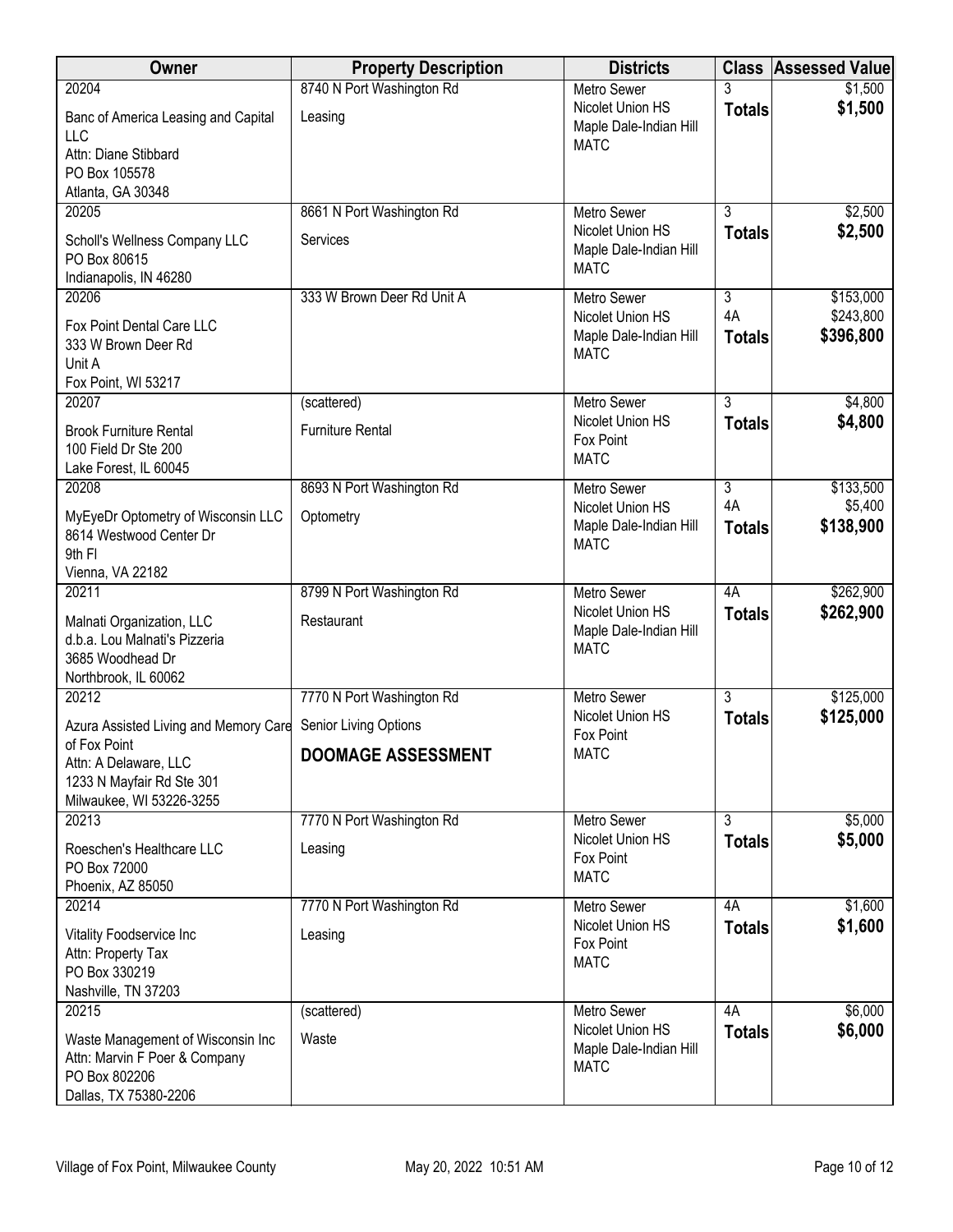| Owner | Property Description | Districts | Class | Assessed Value |
|---|---|---|---|---|
| 20204<br>Banc of America Leasing and Capital LLC<br>Attn: Diane Stibbard<br>PO Box 105578<br>Atlanta, GA 30348 | 8740 N Port Washington Rd<br>Leasing | Metro Sewer<br>Nicolet Union HS<br>Maple Dale-Indian Hill<br>MATC | 3<br>**Totals** | $1,500<br>**$1,500** |
| 20205<br>Scholl's Wellness Company LLC<br>PO Box 80615<br>Indianapolis, IN 46280 | 8661 N Port Washington Rd<br>Services | Metro Sewer<br>Nicolet Union HS<br>Maple Dale-Indian Hill<br>MATC | 3<br>**Totals** | $2,500<br>**$2,500** |
| 20206<br>Fox Point Dental Care LLC<br>333 W Brown Deer Rd<br>Unit A<br>Fox Point, WI 53217 | 333 W Brown Deer Rd Unit A | Metro Sewer<br>Nicolet Union HS<br>Maple Dale-Indian Hill<br>MATC | 3<br>4A<br>**Totals** | $153,000<br>$243,800<br>**$396,800** |
| 20207<br>Brook Furniture Rental<br>100 Field Dr Ste 200<br>Lake Forest, IL 60045 | (scattered)<br>Furniture Rental | Metro Sewer<br>Nicolet Union HS<br>Fox Point<br>MATC | 3<br>**Totals** | $4,800<br>**$4,800** |
| 20208<br>MyEyeDr Optometry of Wisconsin LLC<br>8614 Westwood Center Dr<br>9th Fl<br>Vienna, VA 22182 | 8693 N Port Washington Rd<br>Optometry | Metro Sewer<br>Nicolet Union HS<br>Maple Dale-Indian Hill<br>MATC | 3<br>4A<br>**Totals** | $133,500<br>$5,400<br>**$138,900** |
| 20211<br>Malnati Organization, LLC<br>d.b.a. Lou Malnati's Pizzeria<br>3685 Woodhead Dr<br>Northbrook, IL 60062 | 8799 N Port Washington Rd<br>Restaurant | Metro Sewer<br>Nicolet Union HS<br>Maple Dale-Indian Hill<br>MATC | 4A<br>**Totals** | $262,900<br>**$262,900** |
| 20212<br>Azura Assisted Living and Memory Care of Fox Point<br>Attn: A Delaware, LLC<br>1233 N Mayfair Rd Ste 301<br>Milwaukee, WI 53226-3255 | 7770 N Port Washington Rd<br>Senior Living Options<br>**DOOMAGE ASSESSMENT** | Metro Sewer<br>Nicolet Union HS<br>Fox Point<br>MATC | 3<br>**Totals** | $125,000<br>**$125,000** |
| 20213<br>Roeschen's Healthcare LLC<br>PO Box 72000<br>Phoenix, AZ 85050 | 7770 N Port Washington Rd<br>Leasing | Metro Sewer<br>Nicolet Union HS<br>Fox Point<br>MATC | 3<br>**Totals** | $5,000<br>**$5,000** |
| 20214<br>Vitality Foodservice Inc<br>Attn: Property Tax<br>PO Box 330219<br>Nashville, TN 37203 | 7770 N Port Washington Rd<br>Leasing | Metro Sewer<br>Nicolet Union HS<br>Fox Point<br>MATC | 4A<br>**Totals** | $1,600<br>**$1,600** |
| 20215<br>Waste Management of Wisconsin Inc<br>Attn: Marvin F Poer & Company<br>PO Box 802206<br>Dallas, TX 75380-2206 | (scattered)<br>Waste | Metro Sewer<br>Nicolet Union HS<br>Maple Dale-Indian Hill<br>MATC | 4A<br>**Totals** | $6,000<br>**$6,000** |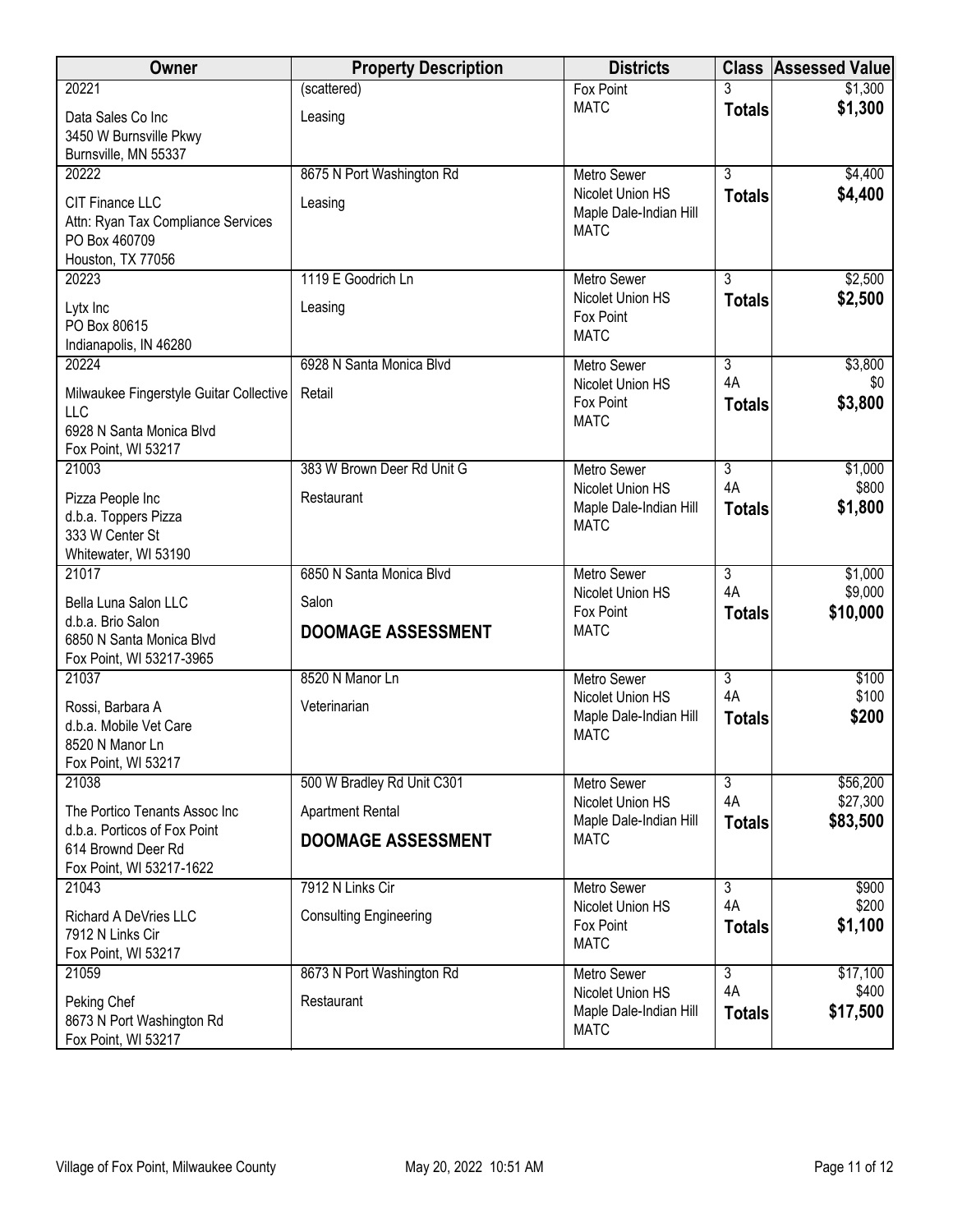| Owner | Property Description | Districts | Class | Assessed Value |
|---|---|---|---|---|
| 20221<br>Data Sales Co Inc<br>3450 W Burnsville Pkwy<br>Burnsville, MN 55337 | (scattered)<br>Leasing | Fox Point<br>MATC | 3<br>**Totals** | $1,300<br>**$1,300** |
| 20222<br>CIT Finance LLC<br>Attn: Ryan Tax Compliance Services<br>PO Box 460709<br>Houston, TX 77056 | 8675 N Port Washington Rd<br>Leasing | Metro Sewer<br>Nicolet Union HS<br>Maple Dale-Indian Hill<br>MATC | 3<br>**Totals** | $4,400<br>**$4,400** |
| 20223<br>Lytx Inc<br>PO Box 80615<br>Indianapolis, IN 46280 | 1119 E Goodrich Ln<br>Leasing | Metro Sewer<br>Nicolet Union HS<br>Fox Point<br>MATC | 3<br>**Totals** | $2,500<br>**$2,500** |
| 20224<br>Milwaukee Fingerstyle Guitar Collective LLC<br>6928 N Santa Monica Blvd<br>Fox Point, WI 53217 | 6928 N Santa Monica Blvd<br>Retail | Metro Sewer<br>Nicolet Union HS<br>Fox Point<br>MATC | 3<br>4A<br>**Totals** | $3,800<br>$0<br>**$3,800** |
| 21003<br>Pizza People Inc<br>d.b.a. Toppers Pizza<br>333 W Center St<br>Whitewater, WI 53190 | 383 W Brown Deer Rd Unit G<br>Restaurant | Metro Sewer<br>Nicolet Union HS<br>Maple Dale-Indian Hill<br>MATC | 3<br>4A<br>**Totals** | $1,000<br>$800<br>**$1,800** |
| 21017<br>Bella Luna Salon LLC<br>d.b.a. Brio Salon<br>6850 N Santa Monica Blvd<br>Fox Point, WI 53217-3965 | 6850 N Santa Monica Blvd<br>Salon<br>**DOOMAGE ASSESSMENT** | Metro Sewer<br>Nicolet Union HS<br>Fox Point<br>MATC | 3<br>4A<br>**Totals** | $1,000<br>$9,000<br>**$10,000** |
| 21037<br>Rossi, Barbara A<br>d.b.a. Mobile Vet Care<br>8520 N Manor Ln<br>Fox Point, WI 53217 | 8520 N Manor Ln<br>Veterinarian | Metro Sewer<br>Nicolet Union HS<br>Maple Dale-Indian Hill<br>MATC | 3<br>4A<br>**Totals** | $100<br>$100<br>**$200** |
| 21038<br>The Portico Tenants Assoc Inc<br>d.b.a. Porticos of Fox Point<br>614 Brownd Deer Rd<br>Fox Point, WI 53217-1622 | 500 W Bradley Rd Unit C301<br>Apartment Rental<br>**DOOMAGE ASSESSMENT** | Metro Sewer<br>Nicolet Union HS<br>Maple Dale-Indian Hill<br>MATC | 3<br>4A<br>**Totals** | $56,200<br>$27,300<br>**$83,500** |
| 21043<br>Richard A DeVries LLC<br>7912 N Links Cir<br>Fox Point, WI 53217 | 7912 N Links Cir<br>Consulting Engineering | Metro Sewer<br>Nicolet Union HS<br>Fox Point<br>MATC | 3<br>4A<br>**Totals** | $900<br>$200<br>**$1,100** |
| 21059<br>Peking Chef<br>8673 N Port Washington Rd<br>Fox Point, WI 53217 | 8673 N Port Washington Rd<br>Restaurant | Metro Sewer<br>Nicolet Union HS<br>Maple Dale-Indian Hill<br>MATC | 3<br>4A<br>**Totals** | $17,100<br>$400<br>**$17,500** |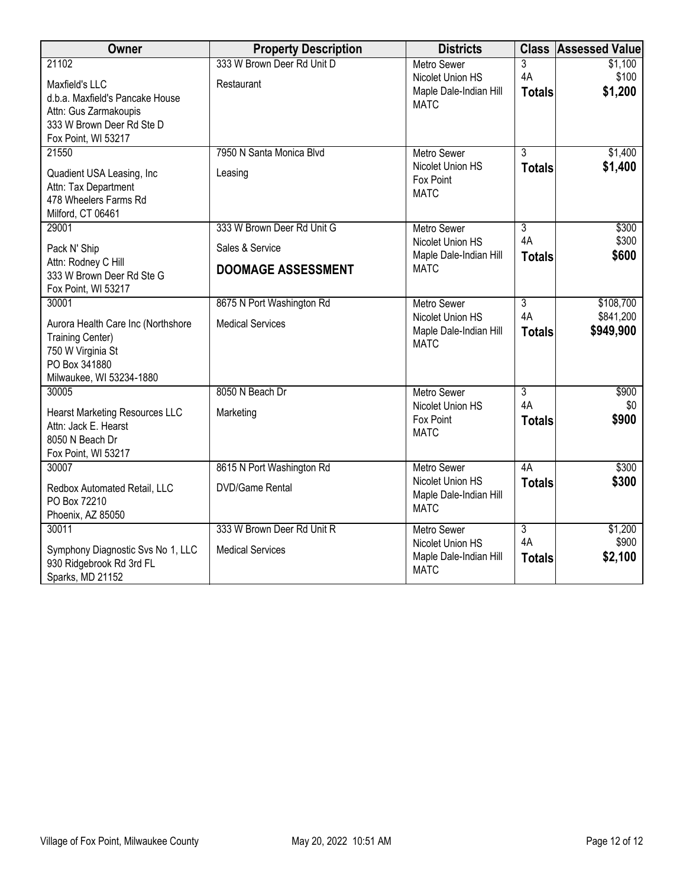| Owner | Property Description | Districts | Class | Assessed Value |
|---|---|---|---|---|
| 21102<br>Maxfield's LLC<br>d.b.a. Maxfield's Pancake House<br>Attn: Gus Zarmakoupis<br>333 W Brown Deer Rd Ste D<br>Fox Point, WI 53217 | 333 W Brown Deer Rd Unit D<br>Restaurant | Metro Sewer<br>Nicolet Union HS<br>Maple Dale-Indian Hill<br>MATC | 3<br>4A<br>**Totals** | \$1,100<br>\$100<br>**\$1,200** |
| 21550<br>Quadient USA Leasing, Inc<br>Attn: Tax Department<br>478 Wheelers Farms Rd<br>Milford, CT 06461 | 7950 N Santa Monica Blvd<br>Leasing | Metro Sewer<br>Nicolet Union HS<br>Fox Point<br>MATC | 3<br>**Totals** | \$1,400<br>**\$1,400** |
| 29001<br>Pack N' Ship<br>Attn: Rodney C Hill<br>333 W Brown Deer Rd Ste G<br>Fox Point, WI 53217 | 333 W Brown Deer Rd Unit G<br>Sales & Service<br>**DOOMAGE ASSESSMENT** | Metro Sewer<br>Nicolet Union HS<br>Maple Dale-Indian Hill<br>MATC | 3<br>4A<br>**Totals** | \$300<br>\$300<br>**\$600** |
| 30001<br>Aurora Health Care Inc (Northshore Training Center)<br>750 W Virginia St<br>PO Box 341880<br>Milwaukee, WI 53234-1880 | 8675 N Port Washington Rd<br>Medical Services | Metro Sewer<br>Nicolet Union HS<br>Maple Dale-Indian Hill<br>MATC | 3<br>4A<br>**Totals** | \$108,700<br>\$841,200<br>**\$949,900** |
| 30005<br>Hearst Marketing Resources LLC<br>Attn: Jack E. Hearst<br>8050 N Beach Dr<br>Fox Point, WI 53217 | 8050 N Beach Dr<br>Marketing | Metro Sewer<br>Nicolet Union HS<br>Fox Point<br>MATC | 3<br>4A<br>**Totals** | \$900<br>\$0<br>**\$900** |
| 30007<br>Redbox Automated Retail, LLC<br>PO Box 72210<br>Phoenix, AZ 85050 | 8615 N Port Washington Rd<br>DVD/Game Rental | Metro Sewer<br>Nicolet Union HS<br>Maple Dale-Indian Hill<br>MATC | 4A<br>**Totals** | \$300<br>**\$300** |
| 30011<br>Symphony Diagnostic Svs No 1, LLC<br>930 Ridgebrook Rd 3rd FL<br>Sparks, MD 21152 | 333 W Brown Deer Rd Unit R<br>Medical Services | Metro Sewer<br>Nicolet Union HS<br>Maple Dale-Indian Hill<br>MATC | 3<br>4A<br>**Totals** | \$1,200<br>\$900<br>**\$2,100** |